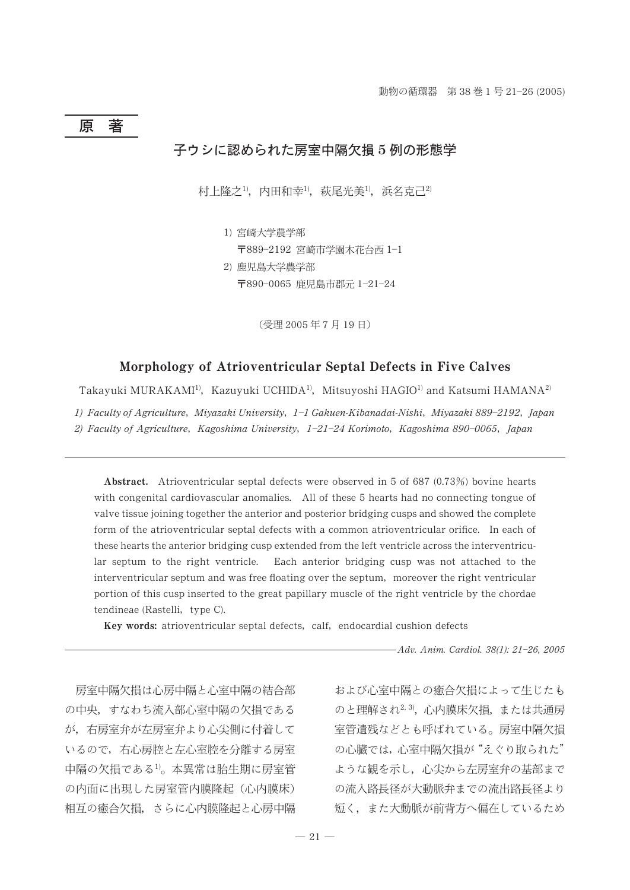## 原　著

# 子ウシに認められた房室中隔欠損 5 例の形態学

村上隆之[1]，内田和幸[1]，萩尾光美[1]，浜名克己[2]

1) 宮崎大学農学部
〒889-2192 宮崎市学園木花台西 1-1
2) 鹿児島大学農学部
〒890-0065 鹿児島市郡元 1-21-24

（受理 2005 年 7 月 19 日）

## Morphology of Atrioventricular Septal Defects in Five Calves

Takayuki MURAKAMI[1], Kazuyuki UCHIDA[1], Mitsuyoshi HAGIO[1] and Katsumi HAMANA[2]

*1) Faculty of Agriculture, Miyazaki University, 1-1 Gakuen-Kibanadai-Nishi, Miyazaki 889-2192, Japan*
*2) Faculty of Agriculture, Kagoshima University, 1-21-24 Korimoto, Kagoshima 890-0065, Japan*

**Abstract.** Atrioventricular septal defects were observed in 5 of 687 (0.73%) bovine hearts with congenital cardiovascular anomalies. All of these 5 hearts had no connecting tongue of valve tissue joining together the anterior and posterior bridging cusps and showed the complete form of the atrioventricular septal defects with a common atrioventricular orifice. In each of these hearts the anterior bridging cusp extended from the left ventricle across the interventricular septum to the right ventricle. Each anterior bridging cusp was not attached to the interventricular septum and was free floating over the septum, moreover the right ventricular portion of this cusp inserted to the great papillary muscle of the right ventricle by the chordae tendineae (Rastelli, type C).

**Key words:** atrioventricular septal defects, calf, endocardial cushion defects

房室中隔欠損は心房中隔と心室中隔の結合部の中央，すなわち流入部心室中隔の欠損であるが，右房室弁が左房室弁より心尖側に付着しているので，右心房腔と左心室腔を分離する房室中隔の欠損である[1]。本異常は胎生期に房室管の内面に出現した房室管内膜隆起（心内膜床）相互の癒合欠損，さらに心内膜隆起と心房中隔および心室中隔との癒合欠損によって生じたものと理解され[2,3]，心内膜床欠損，または共通房室管遺残などとも呼ばれている。房室中隔欠損の心臓では，心室中隔欠損が“えぐり取られた”ような観を示し，心尖から左房室弁の基部までの流入路長径が大動脈弁までの流出路長径より短く，また大動脈が前背方へ偏在しているため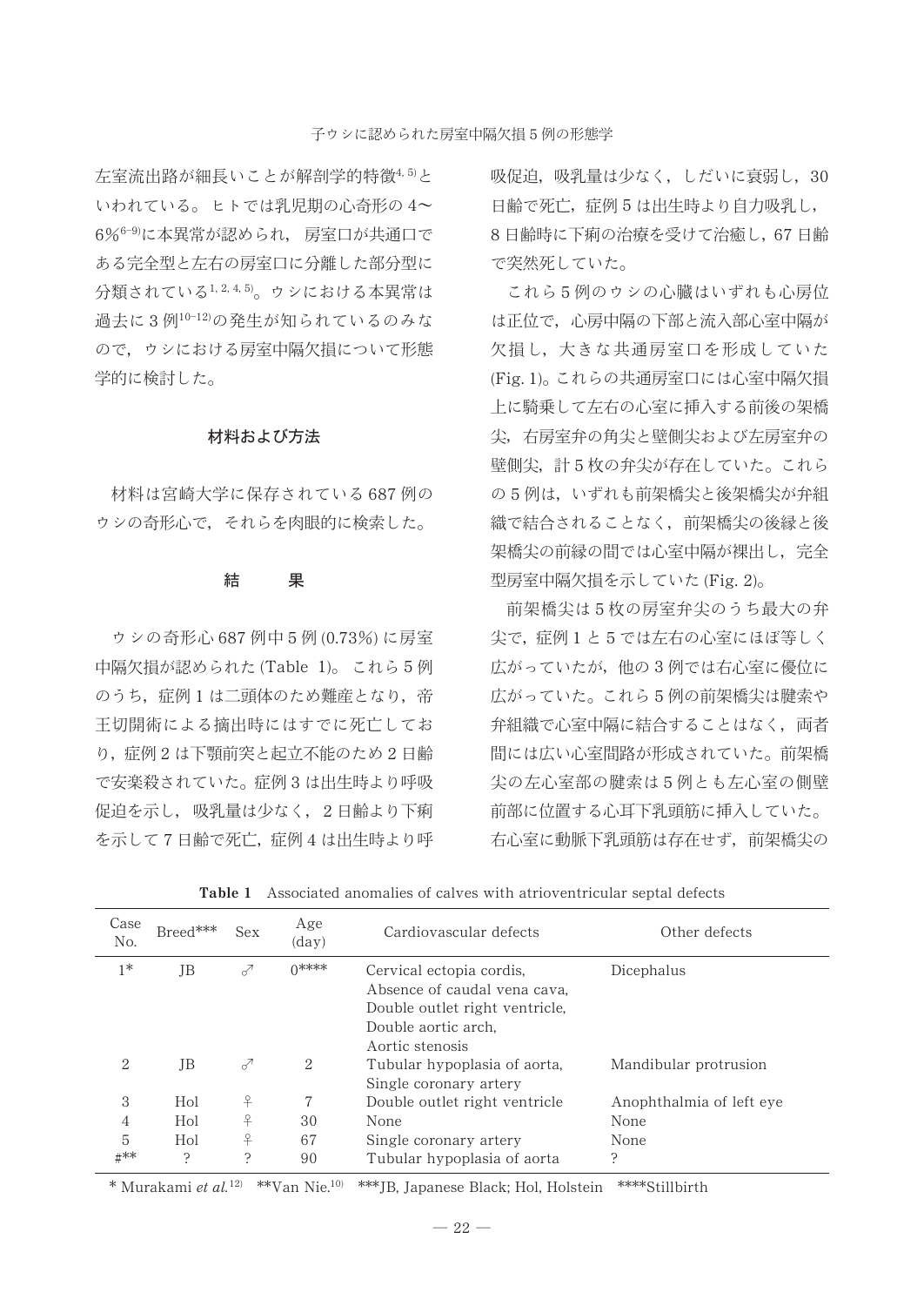左室流出路が細長いことが解剖学的特徴[4, 5]といわれている。ヒトでは乳児期の心奇形の4〜6%[6-9]に本異常が認められ，房室口が共通口である完全型と左右の房室口に分離した部分型に分類されている[1, 2, 4, 5]。ウシにおける本異常は過去に3例[10-12]の発生が知られているのみなので，ウシにおける房室中隔欠損について形態学的に検討した。

## 材料および方法

材料は宮崎大学に保存されている687例のウシの奇形心で，それらを肉眼的に検索した。

## 結　　果

ウシの奇形心687例中5例 (0.73%) に房室中隔欠損が認められた (Table 1)。これら5例のうち，症例1は二頭体のため難産となり，帝王切開術による摘出時にはすでに死亡しており，症例2は下顎前突と起立不能のため2日齢で安楽殺されていた。症例3は出生時より呼吸促迫を示し，吸乳量は少なく，2日齢より下痢を示して7日齢で死亡，症例4は出生時より呼吸促迫，吸乳量は少なく，しだいに衰弱し，30日齢で死亡，症例5は出生時より自力吸乳し，8日齢時に下痢の治療を受けて治癒し，67日齢で突然死していた。

これら5例のウシの心臓はいずれも心房位は正位で，心房中隔の下部と流入部心室中隔が欠損し，大きな共通房室口を形成していた (Fig. 1)。これらの共通房室口には心室中隔欠損上に騎乗して左右の心室に挿入する前後の架橋尖，右房室弁の角尖と壁側尖および左房室弁の壁側尖，計5枚の弁尖が存在していた。これらの5例は，いずれも前架橋尖と後架橋尖が弁組織で結合されることなく，前架橋尖の後縁と後架橋尖の前縁の間では心室中隔が裸出し，完全型房室中隔欠損を示していた (Fig. 2)。

前架橋尖は5枚の房室弁尖のうち最大の弁尖で，症例1と5では左右の心室にほぼ等しく広がっていたが，他の3例では右心室に優位に広がっていた。これら5例の前架橋尖は腱索や弁組織で心室中隔に結合することはなく，両者間には広い心室間路が形成されていた。前架橋尖の左心室部の腱索は5例とも左心室の側壁前部に位置する心耳下乳頭筋に挿入していた。右心室に動脈下乳頭筋は存在せず，前架橋尖の

**Table 1**　Associated anomalies of calves with atrioventricular septal defects

| Case No. | Breed*** | Sex | Age (day) | Cardiovascular defects | Other defects |
|---|---|---|---|---|---|
| 1* | JB | ♂ | 0**** | Cervical ectopia cordis, Absence of caudal vena cava, Double outlet right ventricle, Double aortic arch, Aortic stenosis | Dicephalus |
| 2 | JB | ♂ | 2 | Tubular hypoplasia of aorta, Single coronary artery | Mandibular protrusion |
| 3 | Hol | ♀ | 7 | Double outlet right ventricle | Anophthalmia of left eye |
| 4 | Hol | ♀ | 30 | None | None |
| 5 | Hol | ♀ | 67 | Single coronary artery | None |
| #** | ? | ? | 90 | Tubular hypoplasia of aorta | ? |

\* Murakami *et al.*[12]　**Van Nie.[10]　***JB, Japanese Black; Hol, Holstein　****Stillbirth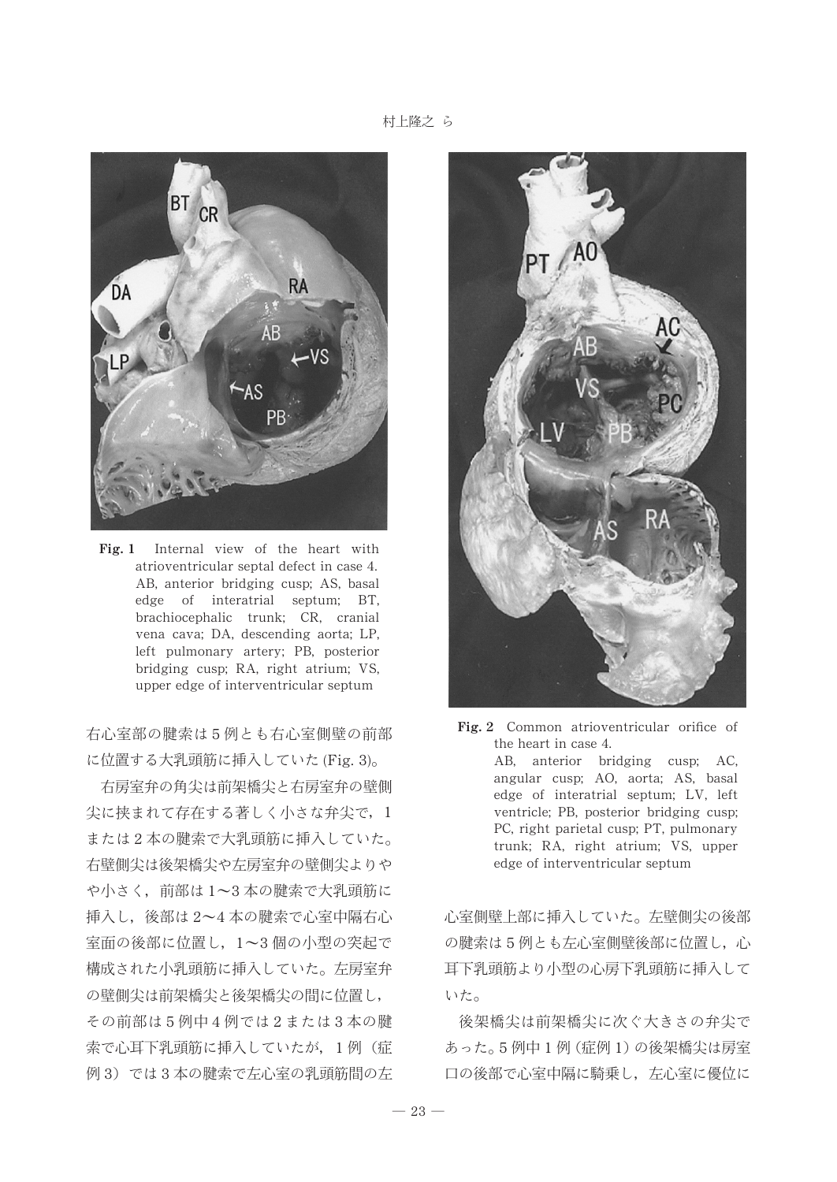Fig. 1　Internal view of the heart with atrioventricular septal defect in case 4. AB, anterior bridging cusp; AS, basal edge of interatrial septum; BT, brachiocephalic trunk; CR, cranial vena cava; DA, descending aorta; LP, left pulmonary artery; PB, posterior bridging cusp; RA, right atrium; VS, upper edge of interventricular septum

右心室部の腱索は5例とも右心室側壁の前部に位置する大乳頭筋に挿入していた (Fig. 3)。

右房室弁の角尖は前架橋尖と右房室弁の壁側尖に挟まれて存在する著しく小さな弁尖で，1または2本の腱索で大乳頭筋に挿入していた。右壁側尖は後架橋尖や左房室弁の壁側尖よりやや小さく，前部は1〜3本の腱索で大乳頭筋に挿入し，後部は2〜4本の腱索で心室中隔右心室面の後部に位置し，1〜3個の小型の突起で構成された小乳頭筋に挿入していた。左房室弁の壁側尖は前架橋尖と後架橋尖の間に位置し，その前部は5例中4例では2または3本の腱索で心耳下乳頭筋に挿入していたが，1例（症例3）では3本の腱索で左心室の乳頭筋間の左心室側壁上部に挿入していた。左壁側尖の後部の腱索は5例とも左心室側壁後部に位置し，心耳下乳頭筋より小型の心房下乳頭筋に挿入していた。

Fig. 2　Common atrioventricular orifice of the heart in case 4.
AB, anterior bridging cusp; AC, angular cusp; AO, aorta; AS, basal edge of interatrial septum; LV, left ventricle; PB, posterior bridging cusp; PC, right parietal cusp; PT, pulmonary trunk; RA, right atrium; VS, upper edge of interventricular septum

後架橋尖は前架橋尖に次ぐ大きさの弁尖であった。5例中1例（症例1）の後架橋尖は房室口の後部で心室中隔に騎乗し，左心室に優位に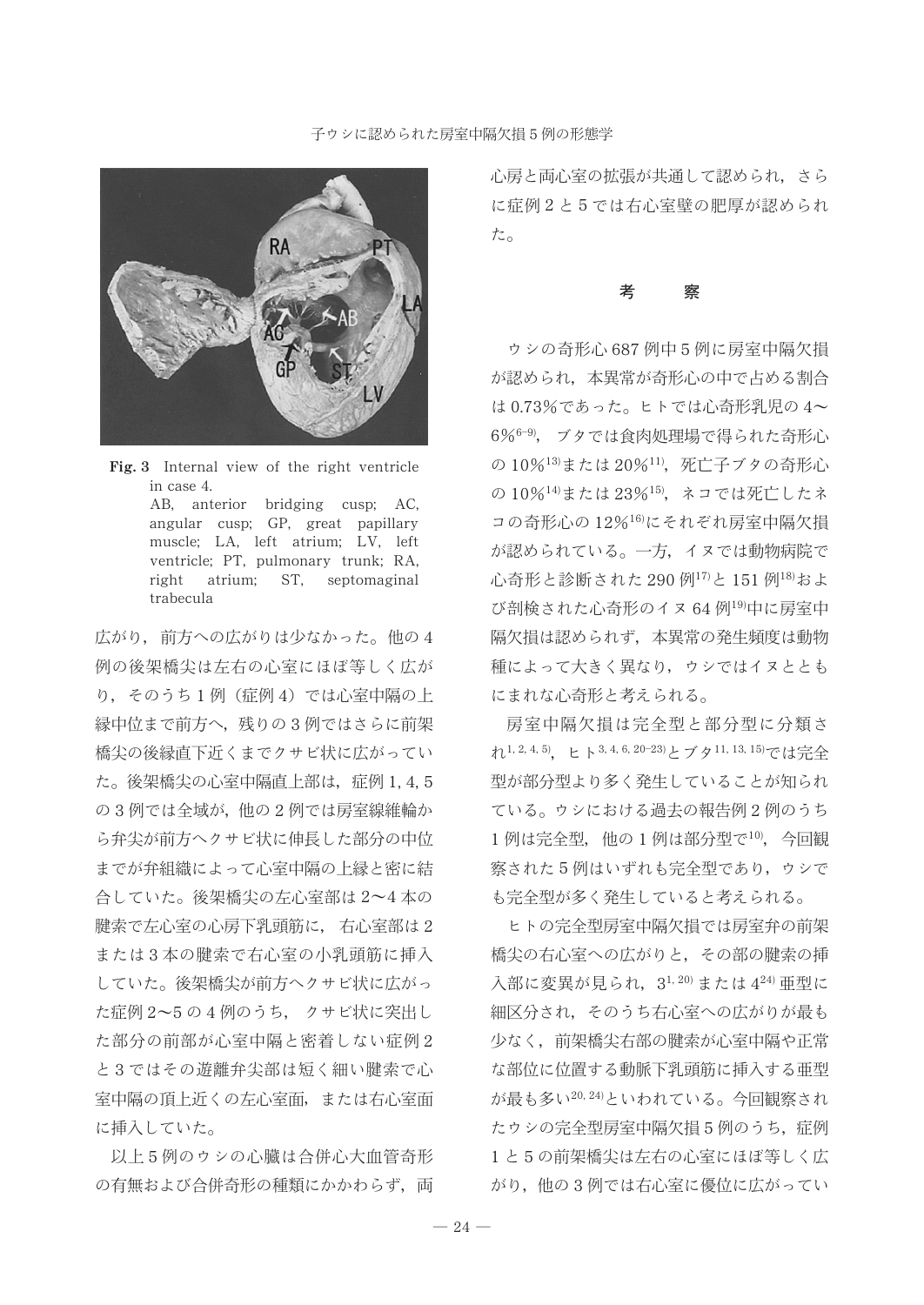Fig. 3 Internal view of the right ventricle in case 4.
AB, anterior bridging cusp; AC, angular cusp; GP, great papillary muscle; LA, left atrium; LV, left ventricle; PT, pulmonary trunk; RA, right atrium; ST, septomaginal trabecula

広がり，前方への広がりは少なかった。他の4例の後架橋尖は左右の心室にほぼ等しく広がり，そのうち1例（症例4）では心室中隔の上縁中位まで前方へ，残りの3例ではさらに前架橋尖の後縁直下近くまでクサビ状に広がっていた。後架橋尖の心室中隔直上部は，症例1, 4, 5の3例では全域が，他の2例では房室線維輪から弁尖が前方へクサビ状に伸長した部分の中位までが弁組織によって心室中隔の上縁と密に結合していた。後架橋尖の左心室部は2〜4本の腱索で左心室の心房下乳頭筋に，右心室部は2または3本の腱索で右心室の小乳頭筋に挿入していた。後架橋尖が前方へクサビ状に広がった症例2〜5の4例のうち，クサビ状に突出した部分の前部が心室中隔と密着しない症例2と3ではその遊離弁尖部は短く細い腱索で心室中隔の頂上近くの左心室面，または右心室面に挿入していた。

以上5例のウシの心臓は合併心大血管奇形の有無および合併奇形の種類にかかわらず，両心房と両心室の拡張が共通して認められ，さらに症例2と5では右心室壁の肥厚が認められた。

## 考　　察

ウシの奇形心687例中5例に房室中隔欠損が認められ，本異常が奇形心の中で占める割合は0.73%であった。ヒトでは心奇形乳児の4〜6%[6–9]，ブタでは食肉処理場で得られた奇形心の10%[13]または20%[11]，死亡子ブタの奇形心の10%[14]または23%[15]，ネコでは死亡したネコの奇形心の12%[16]にそれぞれ房室中隔欠損が認められている。一方，イヌでは動物病院で心奇形と診断された290例[17]と151例[18]および剖検された心奇形のイヌ64例[19]中に房室中隔欠損は認められず，本異常の発生頻度は動物種によって大きく異なり，ウシではイヌとともにまれな心奇形と考えられる。

房室中隔欠損は完全型と部分型に分類され[1, 2, 4, 5]，ヒト[3, 4, 6, 20–23]とブタ[11, 13, 15]では完全型が部分型より多く発生していることが知られている。ウシにおける過去の報告例2例のうち1例は完全型，他の1例は部分型で[10]，今回観察された5例はいずれも完全型であり，ウシでも完全型が多く発生していると考えられる。

ヒトの完全型房室中隔欠損では房室弁の前架橋尖の右心室への広がりと，その部の腱索の挿入部に変異が見られ，3[1, 20]または4[24]亜型に細区分され，そのうち右心室への広がりが最も少なく，前架橋尖右部の腱索が心室中隔や正常な部位に位置する動脈下乳頭筋に挿入する亜型が最も多い[20, 24]といわれている。今回観察されたウシの完全型房室中隔欠損5例のうち，症例1と5の前架橋尖は左右の心室にほぼ等しく広がり，他の3例では右心室に優位に広がってい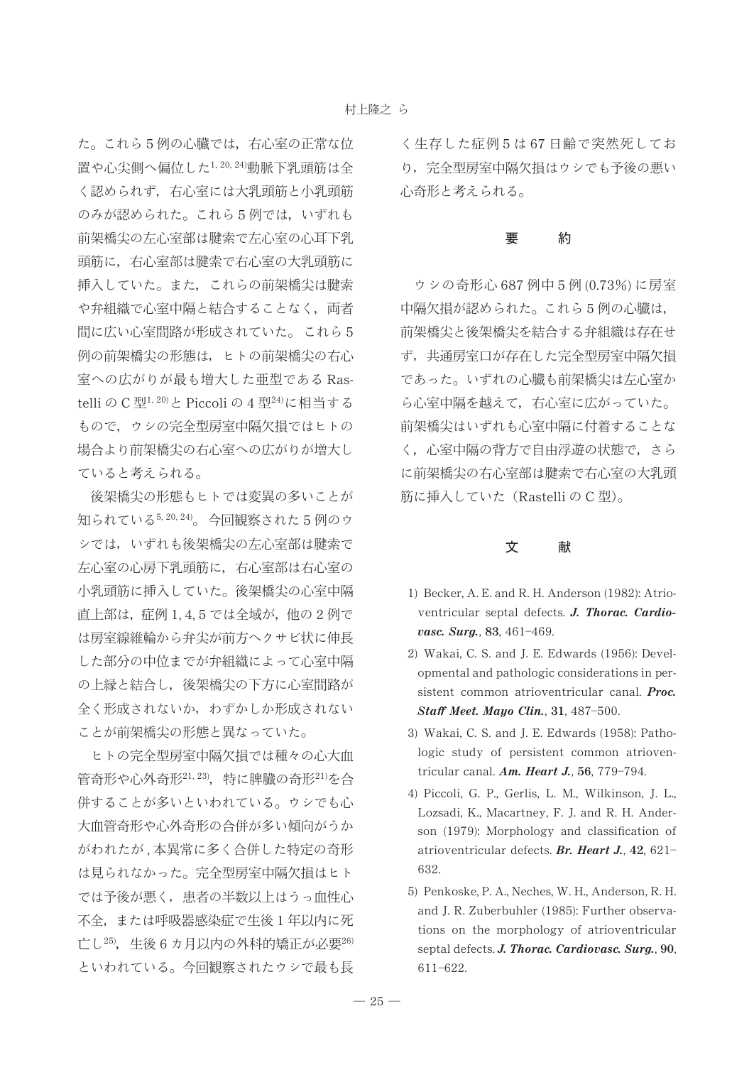た。これら5例の心臓では，右心室の正常な位置や心尖側へ偏位した[1, 20, 24]動脈下乳頭筋は全く認められず，右心室には大乳頭筋と小乳頭筋のみが認められた。これら5例では，いずれも前架橋尖の左心室部は腱索で左心室の心耳下乳頭筋に，右心室部は腱索で右心室の大乳頭筋に挿入していた。また，これらの前架橋尖は腱索や弁組織で心室中隔と結合することなく，両者間に広い心室間路が形成されていた。これら5例の前架橋尖の形態は，ヒトの前架橋尖の右心室への広がりが最も増大した亜型であるRastelliのC型[1, 20]とPiccoliの4型[24]に相当するもので，ウシの完全型房室中隔欠損ではヒトの場合より前架橋尖の右心室への広がりが増大していると考えられる。

後架橋尖の形態もヒトでは変異の多いことが知られている[5, 20, 24]。今回観察された5例のウシでは，いずれも後架橋尖の左心室部は腱索で左心室の心房下乳頭筋に，右心室部は右心室の小乳頭筋に挿入していた。後架橋尖の心室中隔直上部は，症例1, 4, 5では全域が，他の2例では房室線維輪から弁尖が前方へクサビ状に伸長した部分の中位までが弁組織によって心室中隔の上縁と結合し，後架橋尖の下方に心室間路が全く形成されないか，わずかしか形成されないことが前架橋尖の形態と異なっていた。

ヒトの完全型房室中隔欠損では種々の心大血管奇形や心外奇形[21, 23]，特に脾臓の奇形[21]を合併することが多いといわれている。ウシでも心大血管奇形や心外奇形の合併が多い傾向がうかがわれたが，本異常に多く合併した特定の奇形は見られなかった。完全型房室中隔欠損はヒトでは予後が悪く，患者の半数以上はうっ血性心不全，または呼吸器感染症で生後1年以内に死亡し[25]，生後6カ月以内の外科的矯正が必要[26]といわれている。今回観察されたウシで最も長く生存した症例5は67日齢で突然死しており，完全型房室中隔欠損はウシでも予後の悪い心奇形と考えられる。

## 要　　約

ウシの奇形心687例中5例(0.73%)に房室中隔欠損が認められた。これら5例の心臓は，前架橋尖と後架橋尖を結合する弁組織は存在せず，共通房室口が存在した完全型房室中隔欠損であった。いずれの心臓も前架橋尖は左心室から心室中隔を越えて，右心室に広がっていた。前架橋尖はいずれも心室中隔に付着することなく，心室中隔の背方で自由浮遊の状態で，さらに前架橋尖の右心室部は腱索で右心室の大乳頭筋に挿入していた（RastelliのC型）。

## 文　　献

1) Becker, A. E. and R. H. Anderson (1982): Atrioventricular septal defects. ***J. Thorac. Cardiovasc. Surg.***, **83**, 461–469.

2) Wakai, C. S. and J. E. Edwards (1956): Developmental and pathologic considerations in persistent common atrioventricular canal. ***Proc. Staff Meet. Mayo Clin.***, **31**, 487–500.

3) Wakai, C. S. and J. E. Edwards (1958): Pathologic study of persistent common atrioventricular canal. ***Am. Heart J.***, **56**, 779–794.

4) Piccoli, G. P., Gerlis, L. M., Wilkinson, J. L., Lozsadi, K., Macartney, F. J. and R. H. Anderson (1979): Morphology and classification of atrioventricular defects. ***Br. Heart J.***, **42**, 621–632.

5) Penkoske, P. A., Neches, W. H., Anderson, R. H. and J. R. Zuberbuhler (1985): Further observations on the morphology of atrioventricular septal defects. ***J. Thorac. Cardiovasc. Surg.***, **90**, 611–622.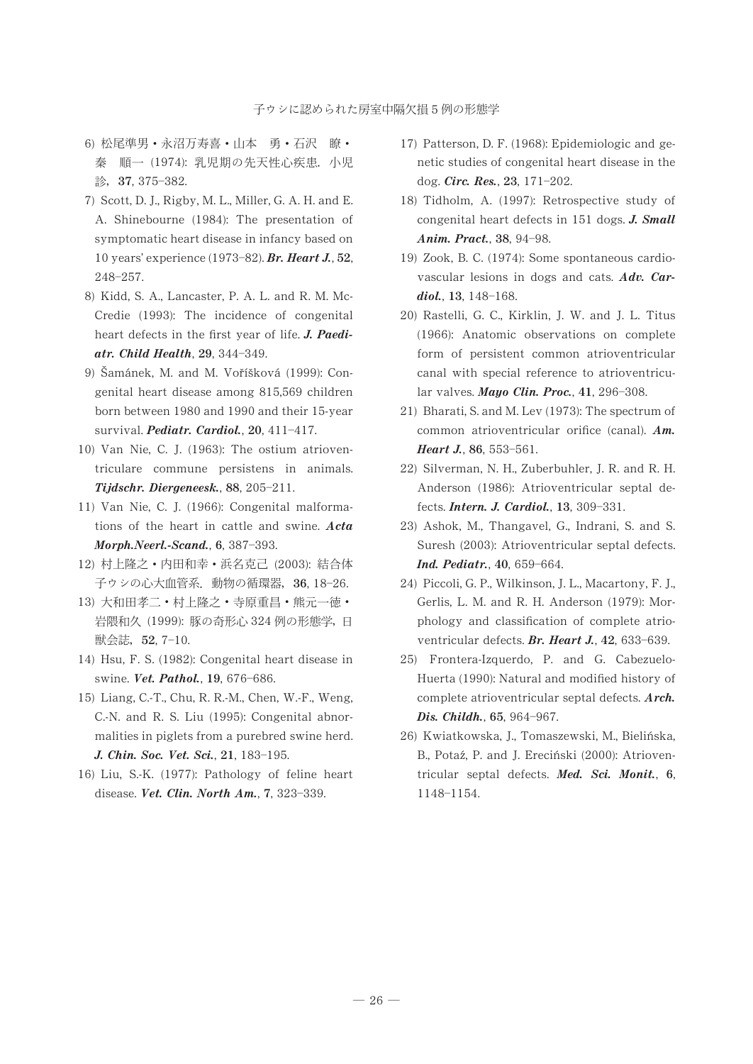6) 松尾準男・永沼万寿喜・山本　勇・石沢　瞭・秦　順一 (1974): 乳児期の先天性心疾患. 小児診, **37**, 375–382.

7) Scott, D. J., Rigby, M. L., Miller, G. A. H. and E. A. Shinebourne (1984): The presentation of symptomatic heart disease in infancy based on 10 years' experience (1973–82). ***Br. Heart J.***, **52**, 248–257.

8) Kidd, S. A., Lancaster, P. A. L. and R. M. McCredie (1993): The incidence of congenital heart defects in the first year of life. ***J. Paediatr. Child Health***, **29**, 344–349.

9) Šamánek, M. and M. Voříšková (1999): Congenital heart disease among 815,569 children born between 1980 and 1990 and their 15-year survival. ***Pediatr. Cardiol.***, **20**, 411–417.

10) Van Nie, C. J. (1963): The ostium atrioventriculare commune persistens in animals. ***Tijdschr. Diergeneesk.***, **88**, 205–211.

11) Van Nie, C. J. (1966): Congenital malformations of the heart in cattle and swine. ***Acta Morph.Neerl.-Scand.***, **6**, 387–393.

12) 村上隆之・内田和幸・浜名克己 (2003): 結合体子ウシの心大血管系. 動物の循環器, **36**, 18–26.

13) 大和田孝二・村上隆之・寺原重昌・熊元一徳・岩隈和久 (1999): 豚の奇形心 324 例の形態学, 日獣会誌, **52**, 7–10.

14) Hsu, F. S. (1982): Congenital heart disease in swine. ***Vet. Pathol.***, **19**, 676–686.

15) Liang, C.-T., Chu, R. R.-M., Chen, W.-F., Weng, C.-N. and R. S. Liu (1995): Congenital abnormalities in piglets from a purebred swine herd. ***J. Chin. Soc. Vet. Sci.***, **21**, 183–195.

16) Liu, S.-K. (1977): Pathology of feline heart disease. ***Vet. Clin. North Am.***, **7**, 323–339.

17) Patterson, D. F. (1968): Epidemiologic and genetic studies of congenital heart disease in the dog. ***Circ. Res.***, **23**, 171–202.

18) Tidholm, A. (1997): Retrospective study of congenital heart defects in 151 dogs. ***J. Small Anim. Pract.***, **38**, 94–98.

19) Zook, B. C. (1974): Some spontaneous cardiovascular lesions in dogs and cats. ***Adv. Cardiol.***, **13**, 148–168.

20) Rastelli, G. C., Kirklin, J. W. and J. L. Titus (1966): Anatomic observations on complete form of persistent common atrioventricular canal with special reference to atrioventricular valves. ***Mayo Clin. Proc.***, **41**, 296–308.

21) Bharati, S. and M. Lev (1973): The spectrum of common atrioventricular orifice (canal). ***Am. Heart J.***, **86**, 553–561.

22) Silverman, N. H., Zuberbuhler, J. R. and R. H. Anderson (1986): Atrioventricular septal defects. ***Intern. J. Cardiol.***, **13**, 309–331.

23) Ashok, M., Thangavel, G., Indrani, S. and S. Suresh (2003): Atrioventricular septal defects. ***Ind. Pediatr.***, **40**, 659–664.

24) Piccoli, G. P., Wilkinson, J. L., Macartony, F. J., Gerlis, L. M. and R. H. Anderson (1979): Morphology and classification of complete atrioventricular defects. ***Br. Heart J.***, **42**, 633–639.

25) Frontera-Izquerdo, P. and G. Cabezuelo-Huerta (1990): Natural and modified history of complete atrioventricular septal defects. ***Arch. Dis. Childh.***, **65**, 964–967.

26) Kwiatkowska, J., Tomaszewski, M., Bielińska, B., Potaź, P. and J. Ereciński (2000): Atrioventricular septal defects. ***Med. Sci. Monit.***, **6**, 1148–1154.